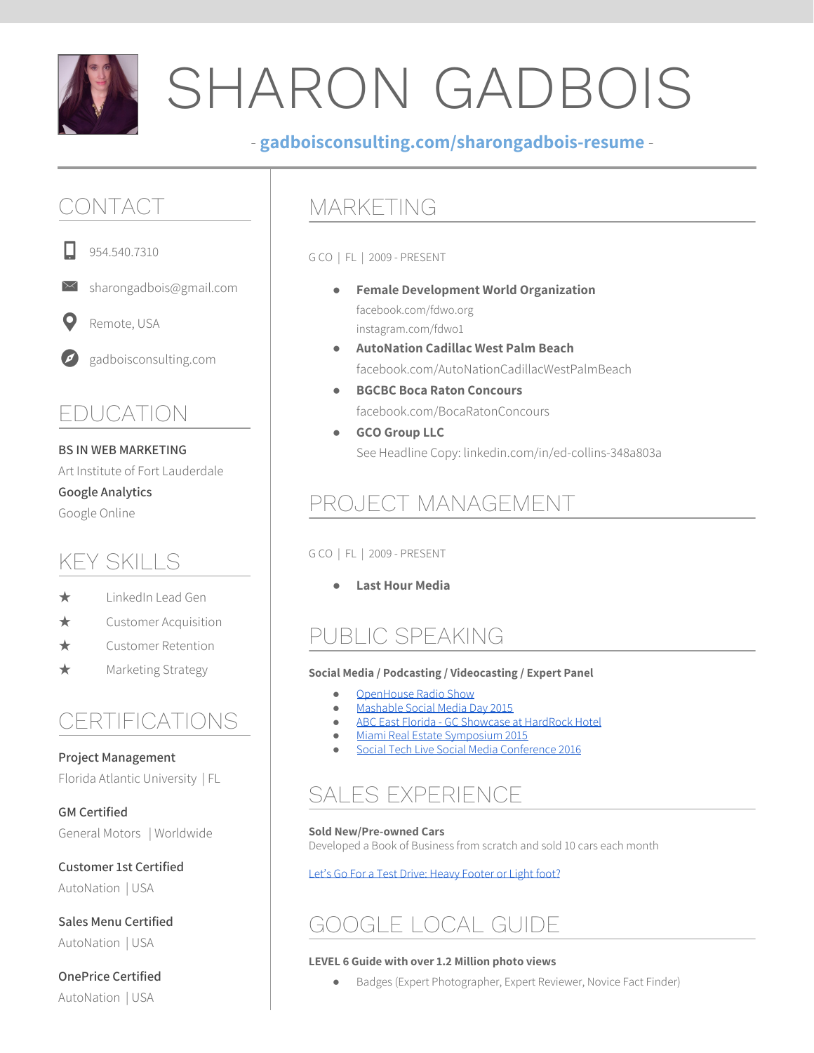# SHARON GADBOIS

- gadboisconsulting.com/sharongadbois-resume -

## CONTACT

954.540.7310

sharongadbois@gmail.com

Remote, USA

gadboisconsulting.com

## EDUCATION

**BS IN WEB MARKETING**
Art Institute of Fort Lauderdale

**Google Analytics**
Google Online

## KEY SKILLS

- ★ LinkedIn Lead Gen
- ★ Customer Acquisition
- ★ Customer Retention
- ★ Marketing Strategy

## CERTIFICATIONS

**Project Management**
Florida Atlantic University | FL

**GM Certified**
General Motors | Worldwide

**Customer 1st Certified**
AutoNation | USA

**Sales Menu Certified**
AutoNation | USA

**OnePrice Certified**
AutoNation | USA

## MARKETING

G CO | FL | 2009 - PRESENT

- **Female Development World Organization**
  facebook.com/fdwo.org
  instagram.com/fdwo1
- **AutoNation Cadillac West Palm Beach**
  facebook.com/AutoNationCadillacWestPalmBeach
- **BGCBC Boca Raton Concours**
  facebook.com/BocaRatonConcours
- **GCO Group LLC**
  See Headline Copy: linkedin.com/in/ed-collins-348a803a

## PROJECT MANAGEMENT

G CO | FL | 2009 - PRESENT

- **Last Hour Media**

## PUBLIC SPEAKING

**Social Media / Podcasting / Videocasting / Expert Panel**

- OpenHouse Radio Show
- Mashable Social Media Day 2015
- ABC East Florida - GC Showcase at HardRock Hotel
- Miami Real Estate Symposium 2015
- Social Tech Live Social Media Conference 2016

## SALES EXPERIENCE

**Sold New/Pre-owned Cars**
Developed a Book of Business from scratch and sold 10 cars each month

Let's Go For a Test Drive: Heavy Footer or Light foot?

## GOOGLE LOCAL GUIDE

**LEVEL 6 Guide with over 1.2 Million photo views**

- Badges (Expert Photographer, Expert Reviewer, Novice Fact Finder)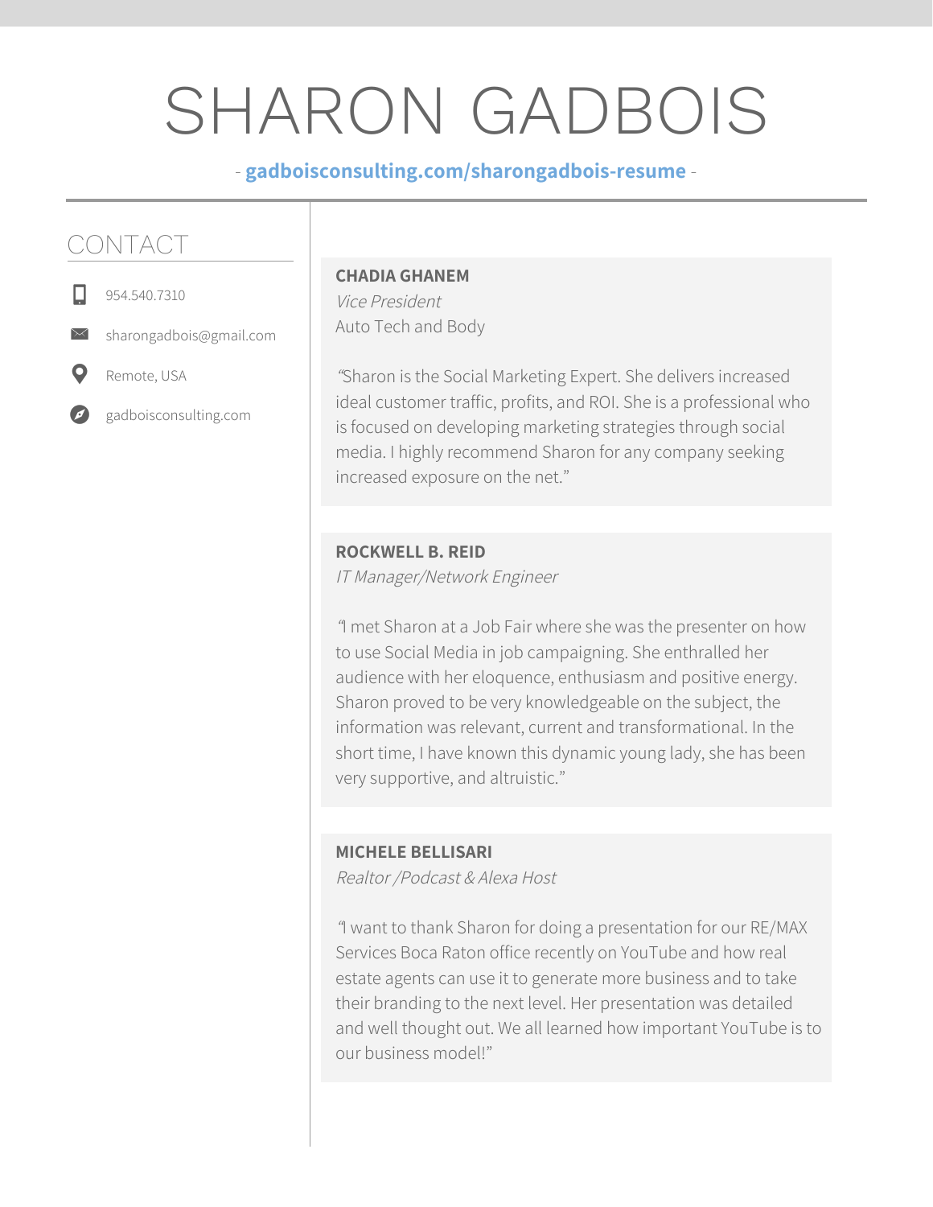# SHARON GADBOIS

- **gadboisconsulting.com/sharongadbois-resume** -

## CONTACT

954.540.7310

sharongadbois@gmail.com

Remote, USA

gadboisconsulting.com

**CHADIA GHANEM**
*Vice President*
Auto Tech and Body

"Sharon is the Social Marketing Expert. She delivers increased ideal customer traffic, profits, and ROI. She is a professional who is focused on developing marketing strategies through social media. I highly recommend Sharon for any company seeking increased exposure on the net."

**ROCKWELL B. REID**
*IT Manager/Network Engineer*

"I met Sharon at a Job Fair where she was the presenter on how to use Social Media in job campaigning. She enthralled her audience with her eloquence, enthusiasm and positive energy. Sharon proved to be very knowledgeable on the subject, the information was relevant, current and transformational. In the short time, I have known this dynamic young lady, she has been very supportive, and altruistic."

**MICHELE BELLISARI**
*Realtor /Podcast & Alexa Host*

"I want to thank Sharon for doing a presentation for our RE/MAX Services Boca Raton office recently on YouTube and how real estate agents can use it to generate more business and to take their branding to the next level. Her presentation was detailed and well thought out. We all learned how important YouTube is to our business model!"